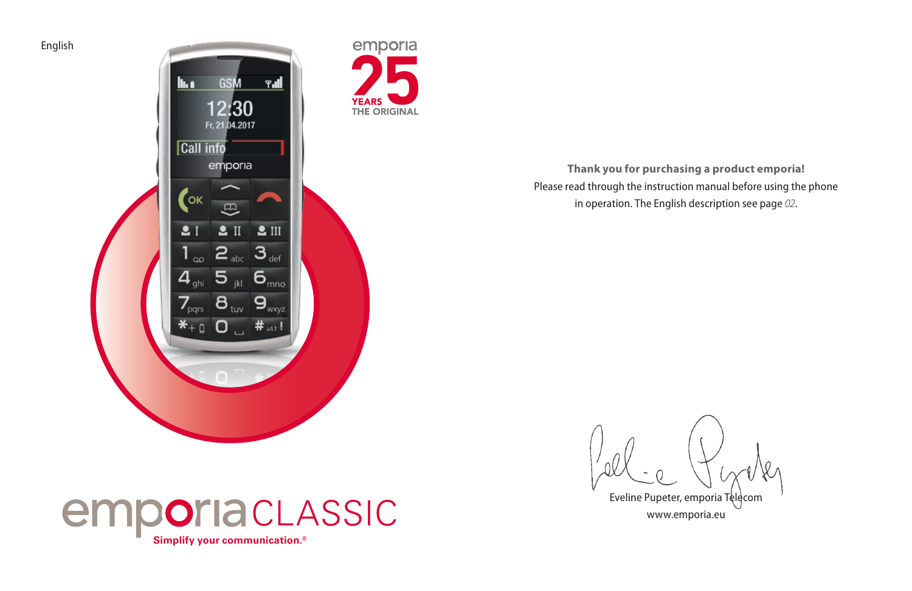English

emporia

25 YEARS THE ORIGINAL

**Thank you for purchasing a product emporia!**

Please read through the instruction manual before using the phone in operation. The English description see page *02*.

Eveline Pupeter, emporia Telecom

www.emporia.eu

# emporiaCLASSIC

**Simplify your communication.®**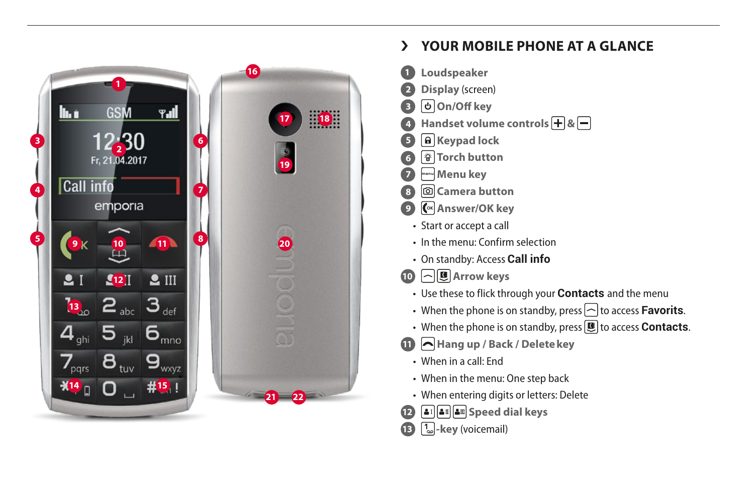# › YOUR MOBILE PHONE AT A GLANCE

1. **Loudspeaker**
2. **Display** (screen)
3. **On/Off key**
4. **Handset volume controls** + & −
5. **Keypad lock**
6. **Torch button**
7. **Menu key**
8. **Camera button**
9. **Answer/OK key**
   - Start or accept a call
   - In the menu: Confirm selection
   - On standby: Access **Call info**
10. **Arrow keys**
    - Use these to flick through your **Contacts** and the menu
    - When the phone is on standby, press to access **Favorits**.
    - When the phone is on standby, press to access **Contacts**.
11. **Hang up / Back / Delete key**
    - When in a call: End
    - When in the menu: One step back
    - When entering digits or letters: Delete
12. **Speed dial keys**
13. **-key** (voicemail)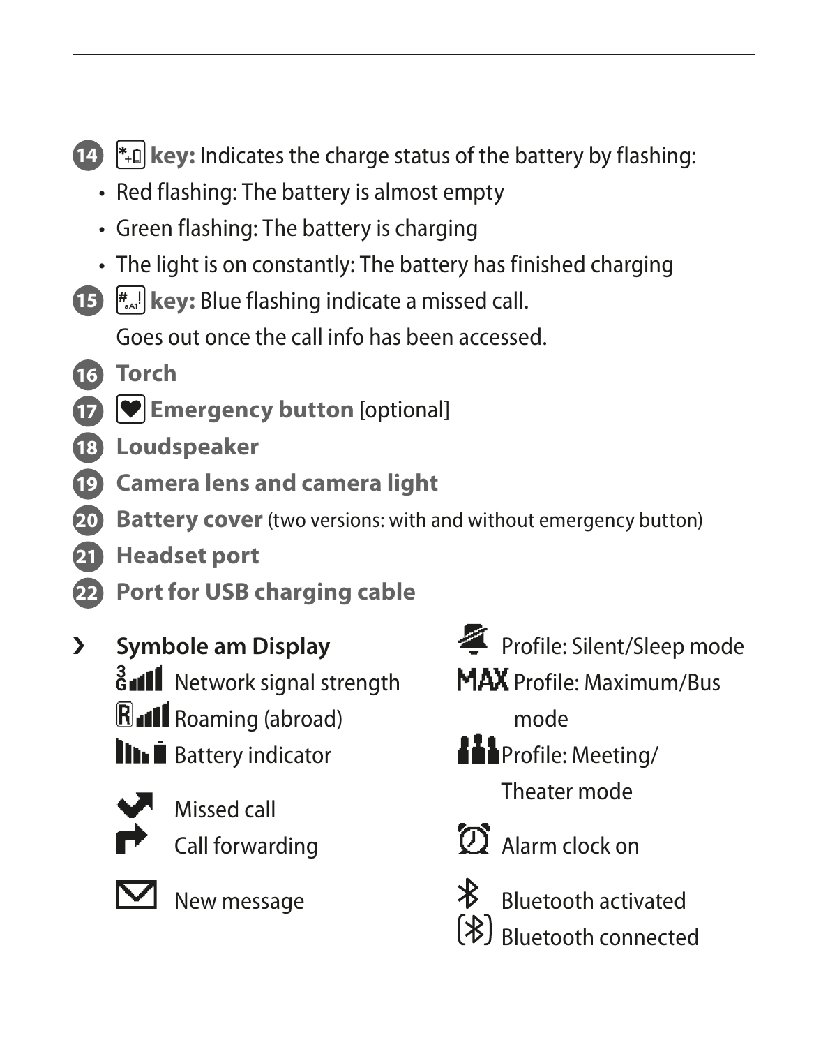14. [*+] **key:** Indicates the charge status of the battery by flashing:
    - Red flashing: The battery is almost empty
    - Green flashing: The battery is charging
    - The light is on constantly: The battery has finished charging
15. [#aA1!] **key:** Blue flashing indicate a missed call.

    Goes out once the call info has been accessed.
16. **Torch**
17. **Emergency button** [optional]
18. **Loudspeaker**
19. **Camera lens and camera light**
20. **Battery cover** (two versions: with and without emergency button)
21. **Headset port**
22. **Port for USB charging cable**

› **Symbole am Display**

- Network signal strength
- Roaming (abroad)
- Battery indicator
- Missed call
- Call forwarding
- New message
- Profile: Silent/Sleep mode
- MAX Profile: Maximum/Bus mode
- Profile: Meeting/Theater mode
- Alarm clock on
- Bluetooth activated
- Bluetooth connected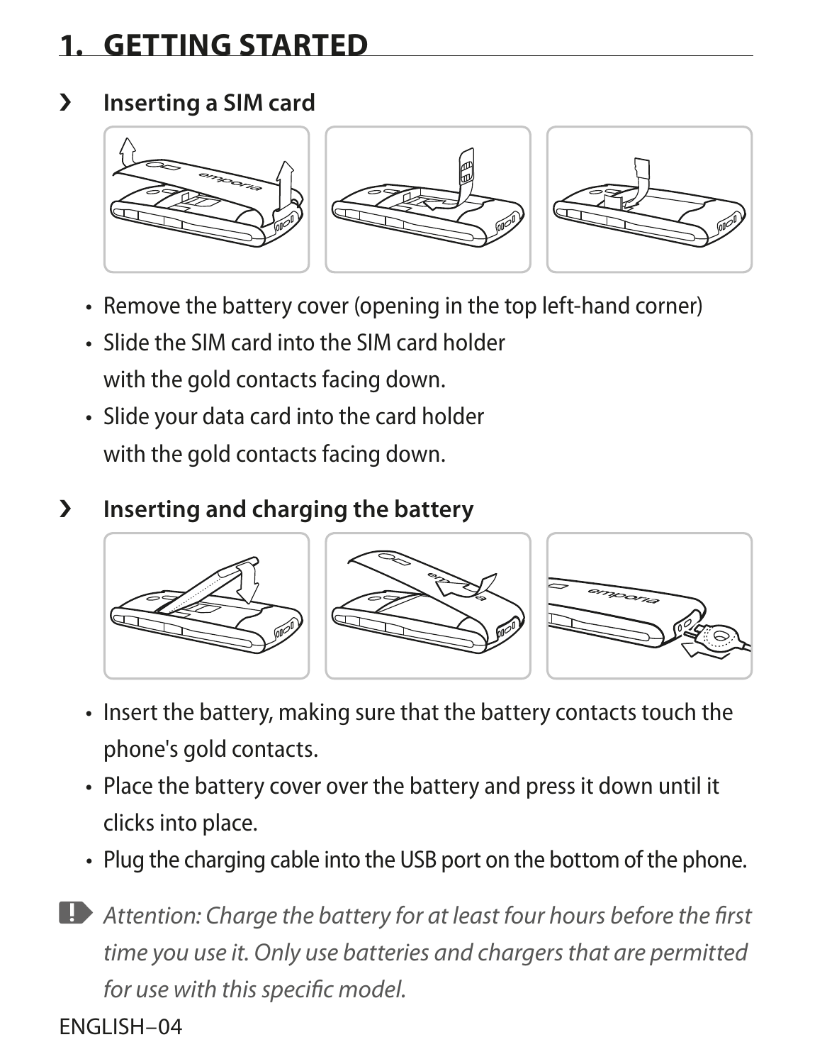# 1. GETTING STARTED

## › Inserting a SIM card

- Remove the battery cover (opening in the top left-hand corner)
- Slide the SIM card into the SIM card holder with the gold contacts facing down.
- Slide your data card into the card holder with the gold contacts facing down.

## › Inserting and charging the battery

- Insert the battery, making sure that the battery contacts touch the phone's gold contacts.
- Place the battery cover over the battery and press it down until it clicks into place.
- Plug the charging cable into the USB port on the bottom of the phone.

*Attention: Charge the battery for at least four hours before the first time you use it. Only use batteries and chargers that are permitted for use with this specific model.*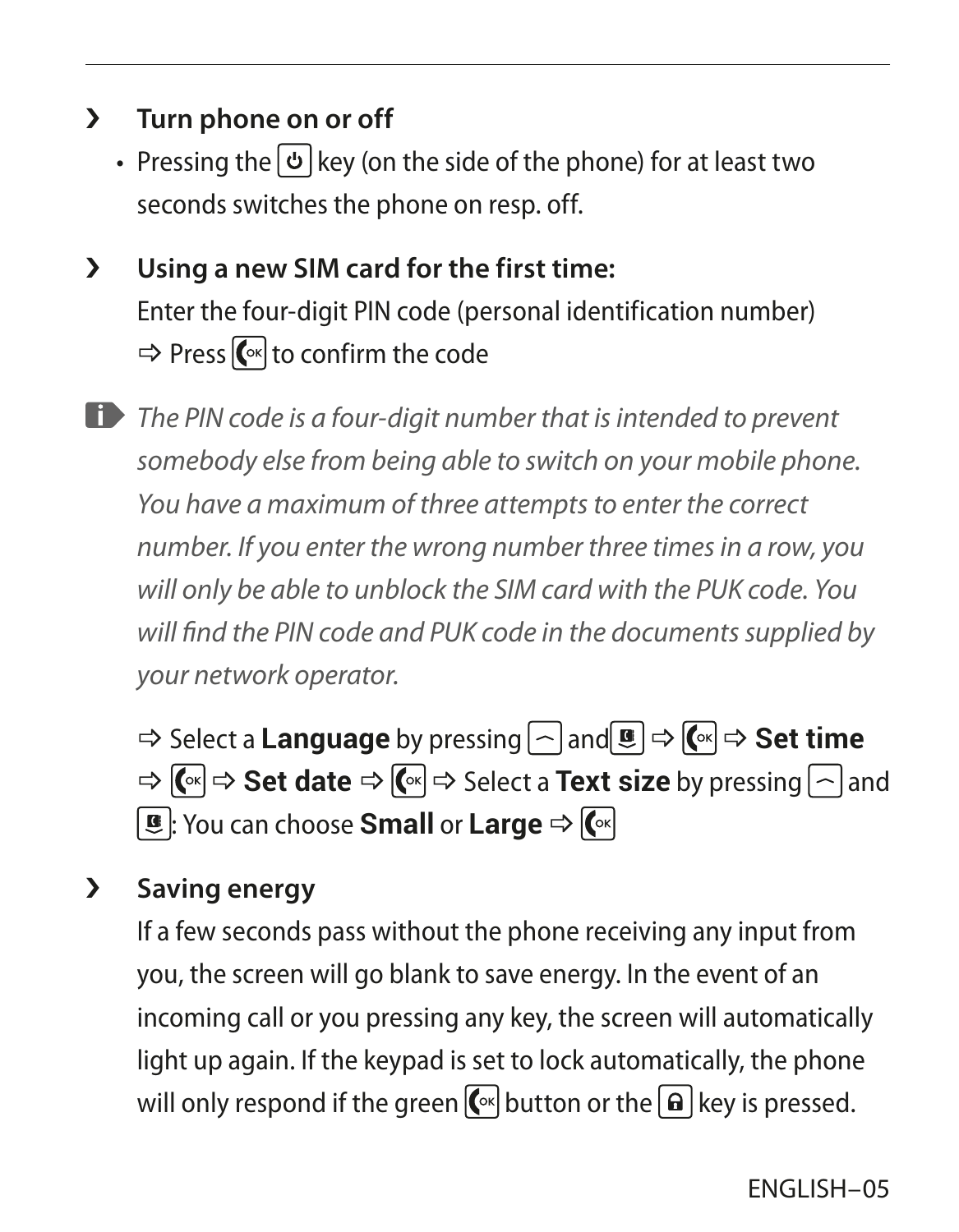### › Turn phone on or off

- Pressing the [⏻] key (on the side of the phone) for at least two seconds switches the phone on resp. off.

### › Using a new SIM card for the first time:

Enter the four-digit PIN code (personal identification number)
⇨ Press [OK] to confirm the code

*The PIN code is a four-digit number that is intended to prevent somebody else from being able to switch on your mobile phone. You have a maximum of three attempts to enter the correct number. If you enter the wrong number three times in a row, you will only be able to unblock the SIM card with the PUK code. You will find the PIN code and PUK code in the documents supplied by your network operator.*

⇨ Select a **Language** by pressing [⌃] and [▼] ⇨ [OK] ⇨ **Set time** ⇨ [OK] ⇨ **Set date** ⇨ [OK] ⇨ Select a **Text size** by pressing [⌃] and [▼]: You can choose **Small** or **Large** ⇨ [OK]

### › Saving energy

If a few seconds pass without the phone receiving any input from you, the screen will go blank to save energy. In the event of an incoming call or you pressing any key, the screen will automatically light up again. If the keypad is set to lock automatically, the phone will only respond if the green [OK] button or the [🔒] key is pressed.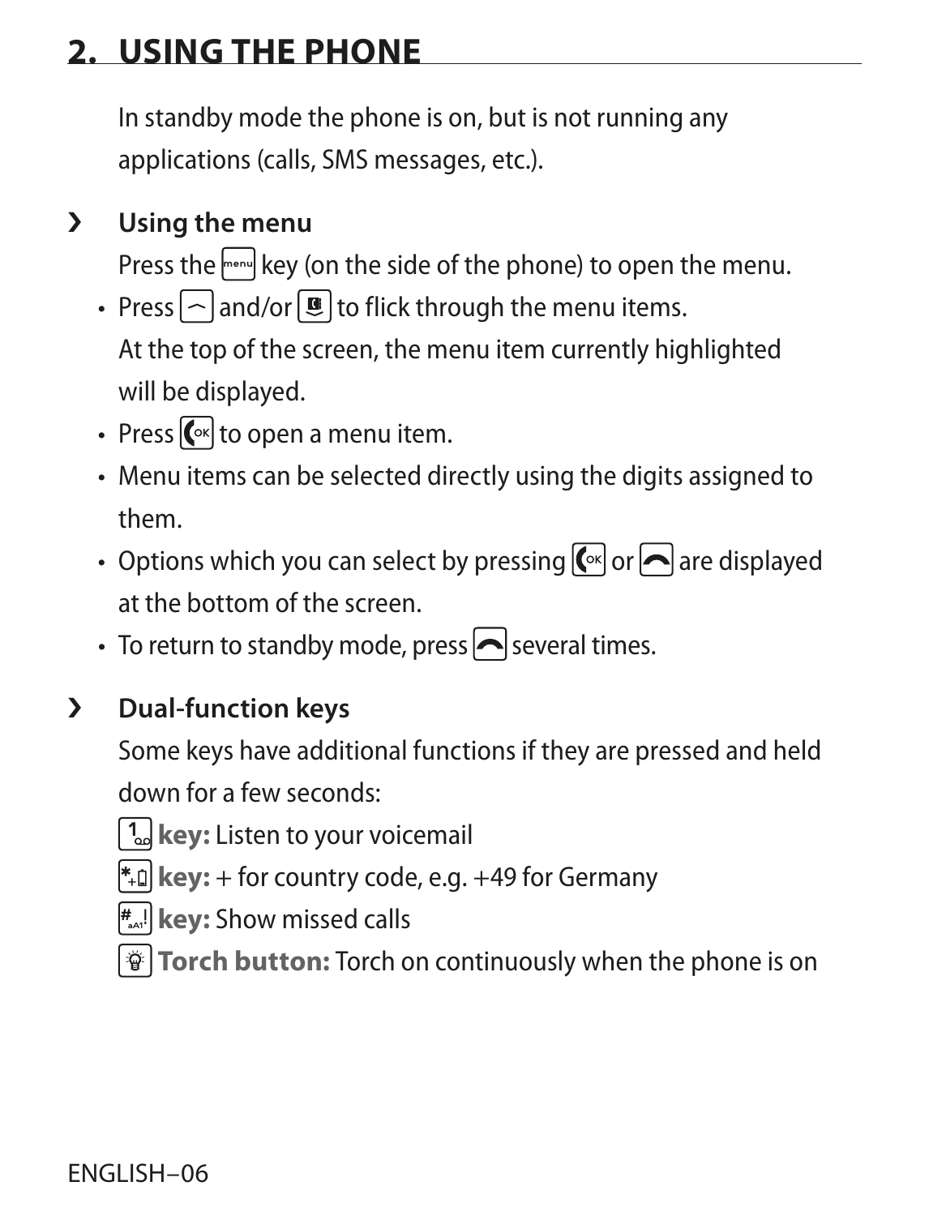## 2. USING THE PHONE

In standby mode the phone is on, but is not running any applications (calls, SMS messages, etc.).

### › Using the menu

Press the [menu] key (on the side of the phone) to open the menu.

- Press [⌒] and/or [📖] to flick through the menu items.
  At the top of the screen, the menu item currently highlighted will be displayed.
- Press [OK] to open a menu item.
- Menu items can be selected directly using the digits assigned to them.
- Options which you can select by pressing [OK] or [end] are displayed at the bottom of the screen.
- To return to standby mode, press [end] several times.

### › Dual-function keys

Some keys have additional functions if they are pressed and held down for a few seconds:

[1] **key:** Listen to your voicemail

[*] **key:** + for country code, e.g. +49 for Germany

[#] **key:** Show missed calls

[💡] **Torch button:** Torch on continuously when the phone is on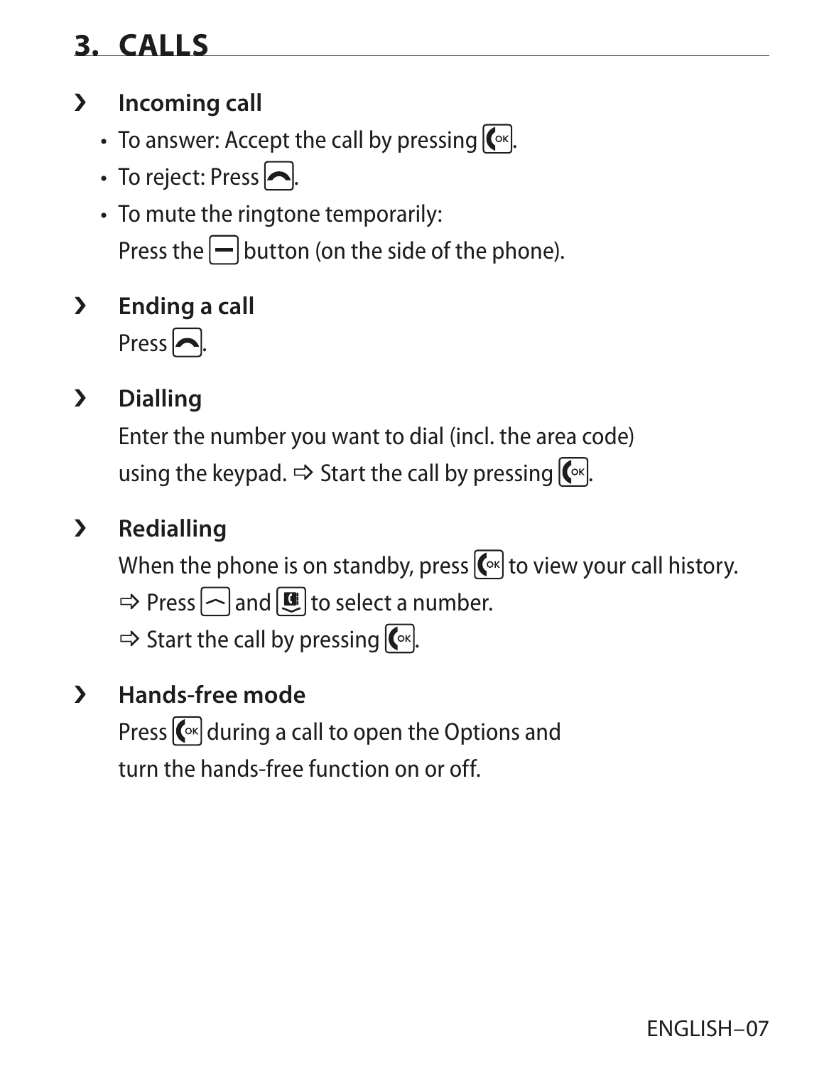# 3. CALLS

## › Incoming call

- To answer: Accept the call by pressing [OK].
- To reject: Press [End].
- To mute the ringtone temporarily:
  Press the [–] button (on the side of the phone).

## › Ending a call

Press [End].

## › Dialling

Enter the number you want to dial (incl. the area code) using the keypad. ⇨ Start the call by pressing [OK].

## › Redialling

When the phone is on standby, press [OK] to view your call history.

⇨ Press [Up] and [Down] to select a number.

⇨ Start the call by pressing [OK].

## › Hands-free mode

Press [OK] during a call to open the Options and turn the hands-free function on or off.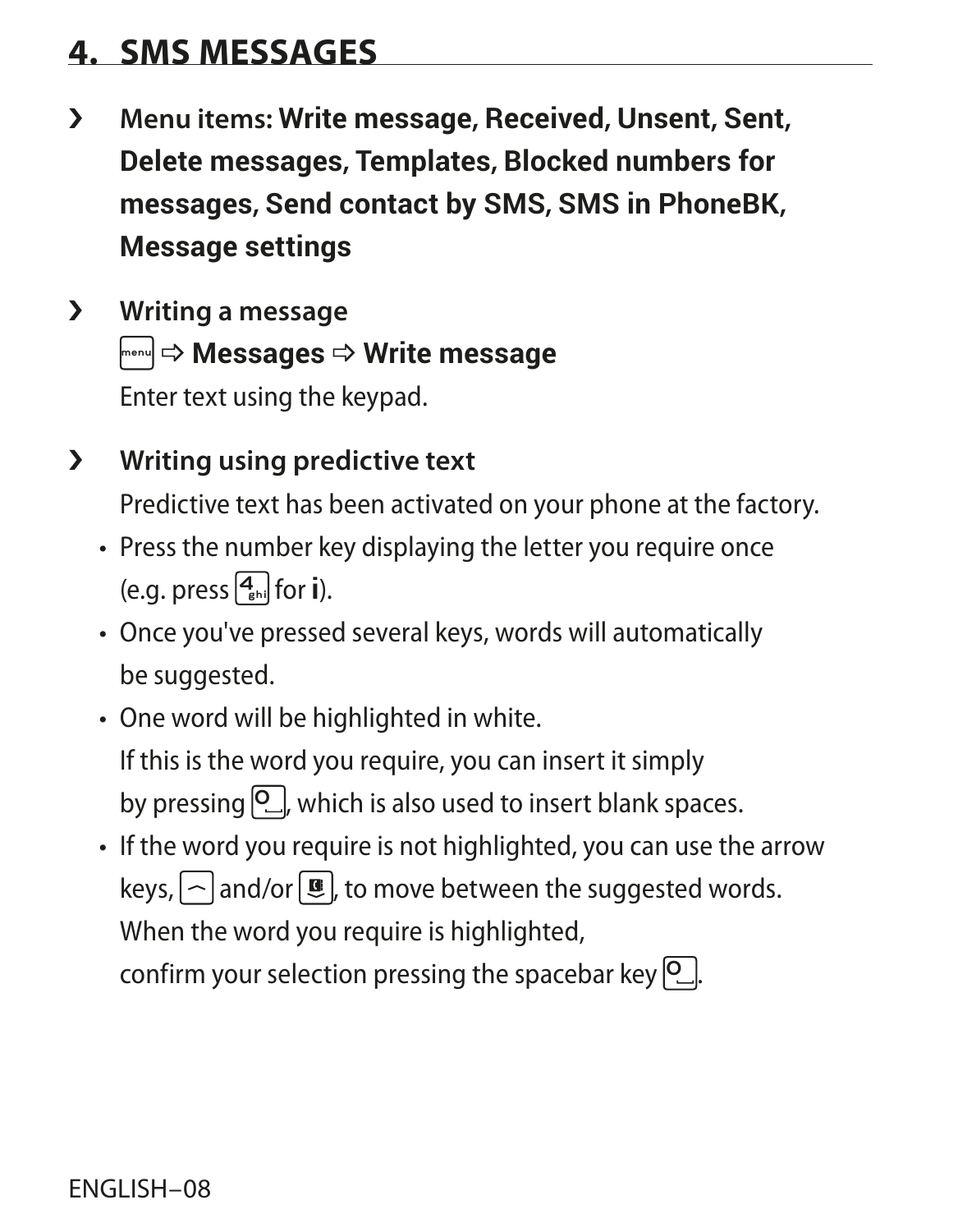# 4. SMS MESSAGES

- **Menu items: Write message, Received, Unsent, Sent, Delete messages, Templates, Blocked numbers for messages, Send contact by SMS, SMS in PhoneBK, Message settings**

- **Writing a message**

  [menu] ⇨ **Messages** ⇨ **Write message**

  Enter text using the keypad.

- **Writing using predictive text**

  Predictive text has been activated on your phone at the factory.

  - Press the number key displaying the letter you require once (e.g. press [4 ghi] for **i**).
  - Once you've pressed several keys, words will automatically be suggested.
  - One word will be highlighted in white.
    If this is the word you require, you can insert it simply by pressing [0 ␣], which is also used to insert blank spaces.
  - If the word you require is not highlighted, you can use the arrow keys, [⌃] and/or [⌄], to move between the suggested words.
    When the word you require is highlighted, confirm your selection pressing the spacebar key [0 ␣].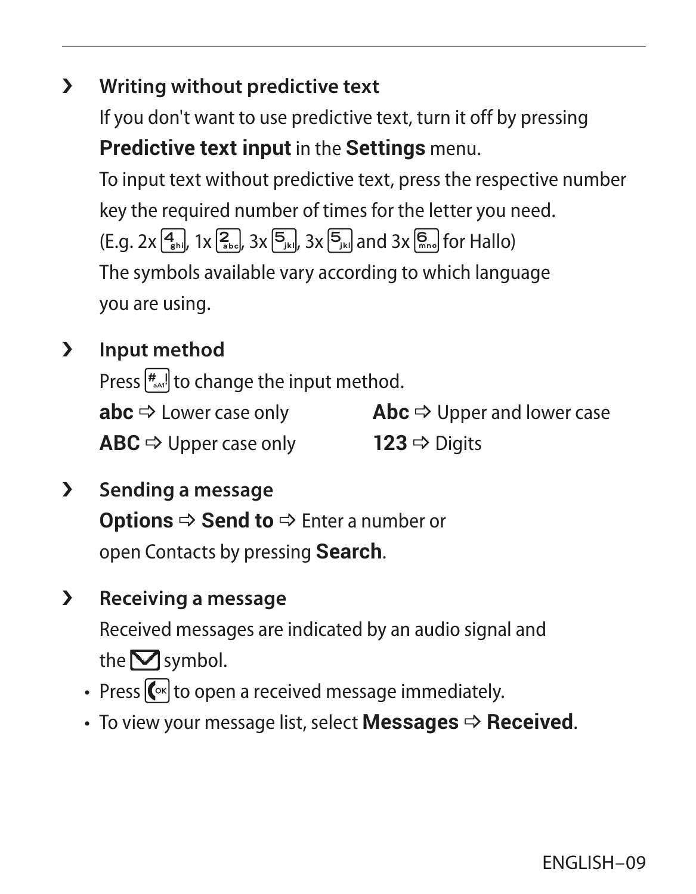### › Writing without predictive text

If you don't want to use predictive text, turn it off by pressing **Predictive text input** in the **Settings** menu.

To input text without predictive text, press the respective number key the required number of times for the letter you need.
(E.g. 2x [4 ghi], 1x [2 abc], 3x [5 jkl], 3x [5 jkl] and 3x [6 mno] for Hallo)
The symbols available vary according to which language you are using.

### › Input method

Press [# aA1] to change the input method.

**abc** ⇨ Lower case only
**Abc** ⇨ Upper and lower case
**ABC** ⇨ Upper case only
**123** ⇨ Digits

### › Sending a message

**Options** ⇨ **Send to** ⇨ Enter a number or open Contacts by pressing **Search**.

### › Receiving a message

Received messages are indicated by an audio signal and the ✉ symbol.

- Press [OK] to open a received message immediately.
- To view your message list, select **Messages** ⇨ **Received**.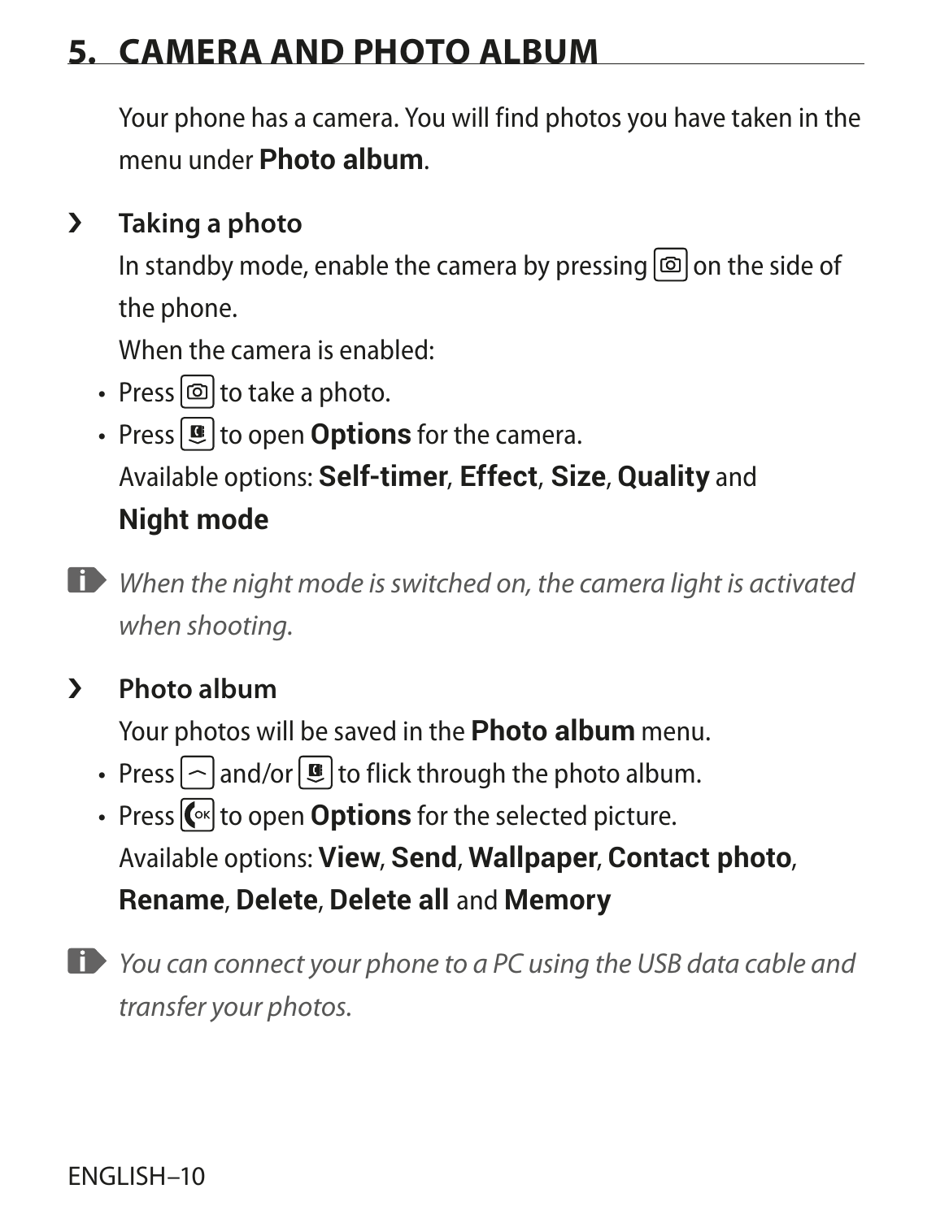## 5. CAMERA AND PHOTO ALBUM

Your phone has a camera. You will find photos you have taken in the menu under **Photo album**.

### › Taking a photo

In standby mode, enable the camera by pressing [camera] on the side of the phone.

When the camera is enabled:

- Press [camera] to take a photo.
- Press [menu] to open **Options** for the camera.
  Available options: **Self-timer**, **Effect**, **Size**, **Quality** and **Night mode**

*When the night mode is switched on, the camera light is activated when shooting.*

### › Photo album

Your photos will be saved in the **Photo album** menu.

- Press [up] and/or [menu] to flick through the photo album.
- Press [OK] to open **Options** for the selected picture.
  Available options: **View**, **Send**, **Wallpaper**, **Contact photo**, **Rename**, **Delete**, **Delete all** and **Memory**

*You can connect your phone to a PC using the USB data cable and transfer your photos.*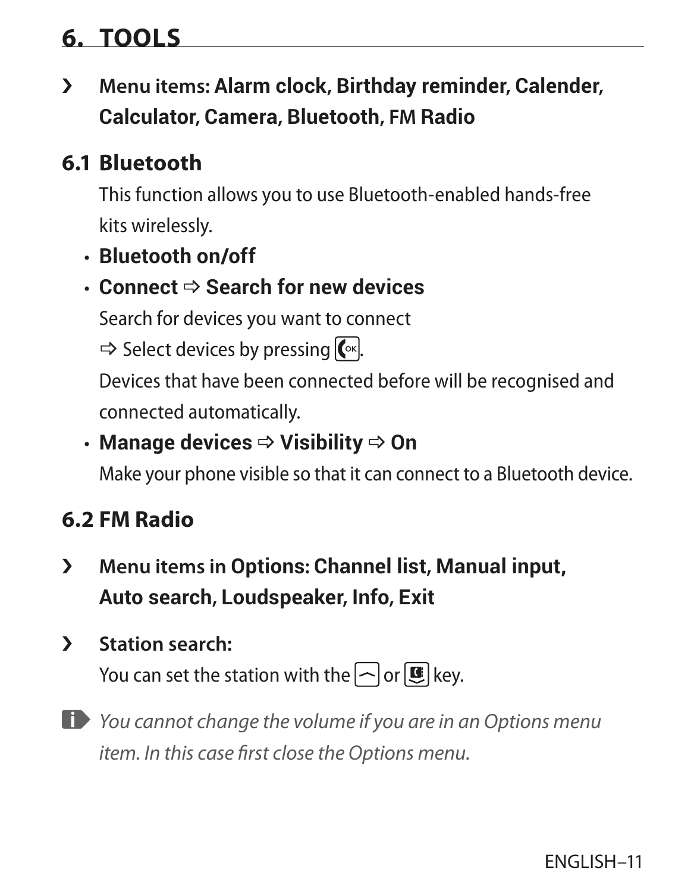# 6. TOOLS

› **Menu items: Alarm clock, Birthday reminder, Calender, Calculator, Camera, Bluetooth, FM Radio**

## 6.1 Bluetooth

This function allows you to use Bluetooth-enabled hands-free kits wirelessly.

- **Bluetooth on/off**
- **Connect ⇨ Search for new devices**

  Search for devices you want to connect
  ⇨ Select devices by pressing [OK].
  Devices that have been connected before will be recognised and connected automatically.

- **Manage devices ⇨ Visibility ⇨ On**

  Make your phone visible so that it can connect to a Bluetooth device.

## 6.2 FM Radio

› **Menu items in Options: Channel list, Manual input, Auto search, Loudspeaker, Info, Exit**

› **Station search:**
You can set the station with the [⌃] or [📖] key.

*You cannot change the volume if you are in an Options menu item. In this case first close the Options menu.*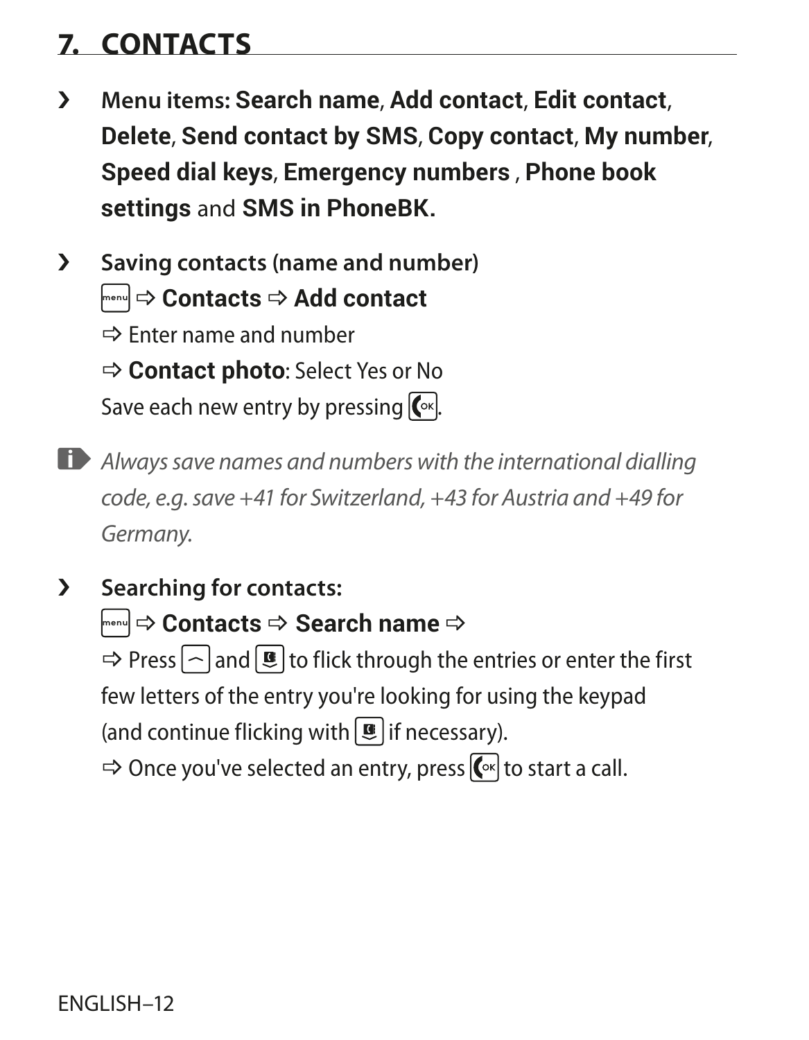# 7. CONTACTS

- **Menu items: Search name**, **Add contact**, **Edit contact**, **Delete**, **Send contact by SMS**, **Copy contact**, **My number**, **Speed dial keys**, **Emergency numbers** , **Phone book settings** and **SMS in PhoneBK.**

- **Saving contacts (name and number)**

  [menu] ⇨ **Contacts** ⇨ **Add contact**

  ⇨ Enter name and number

  ⇨ **Contact photo**: Select Yes or No

  Save each new entry by pressing [OK].

*Always save names and numbers with the international dialling code, e.g. save +41 for Switzerland, +43 for Austria and +49 for Germany.*

- **Searching for contacts:**

  [menu] ⇨ **Contacts** ⇨ **Search name** ⇨

  ⇨ Press [⌒] and [⬇] to flick through the entries or enter the first few letters of the entry you're looking for using the keypad (and continue flicking with [⬇] if necessary).

  ⇨ Once you've selected an entry, press [OK] to start a call.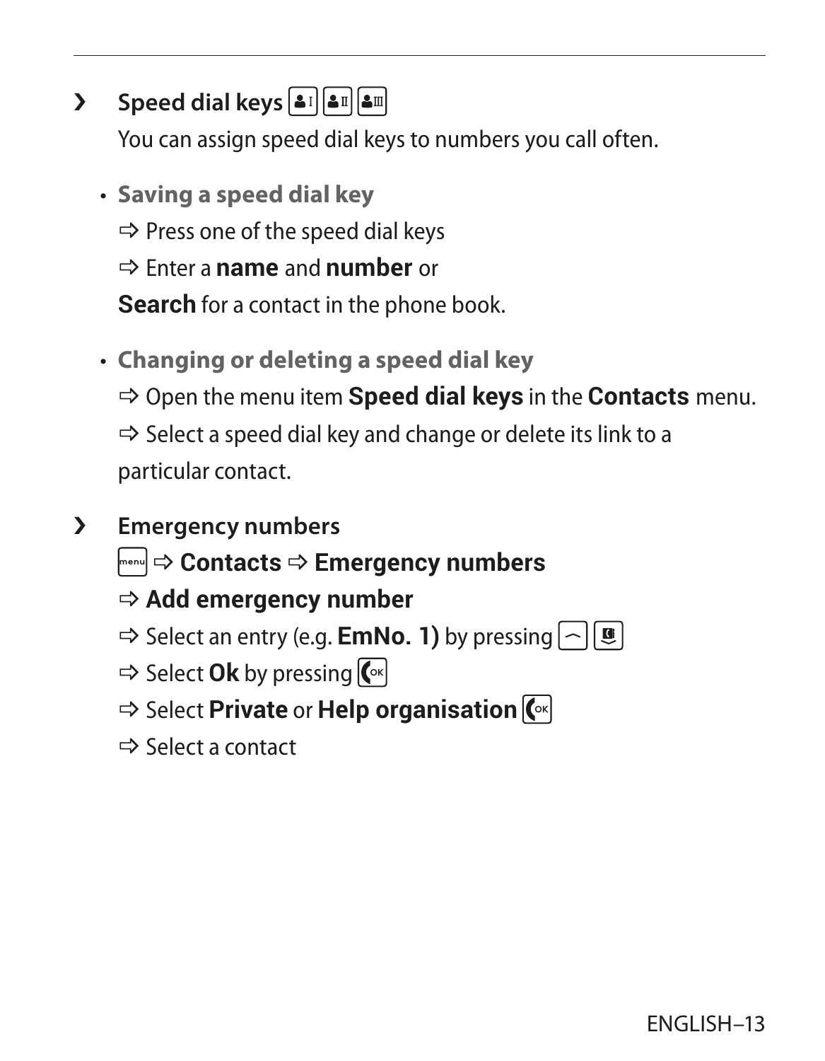## › Speed dial keys

You can assign speed dial keys to numbers you call often.

- **Saving a speed dial key**

  ⇨ Press one of the speed dial keys

  ⇨ Enter a **name** and **number** or

  **Search** for a contact in the phone book.

- **Changing or deleting a speed dial key**

  ⇨ Open the menu item **Speed dial keys** in the **Contacts** menu.

  ⇨ Select a speed dial key and change or delete its link to a particular contact.

## › Emergency numbers

menu ⇨ **Contacts** ⇨ **Emergency numbers**

⇨ **Add emergency number**

⇨ Select an entry (e.g. **EmNo. 1)** by pressing

⇨ Select **Ok** by pressing

⇨ Select **Private** or **Help organisation**

⇨ Select a contact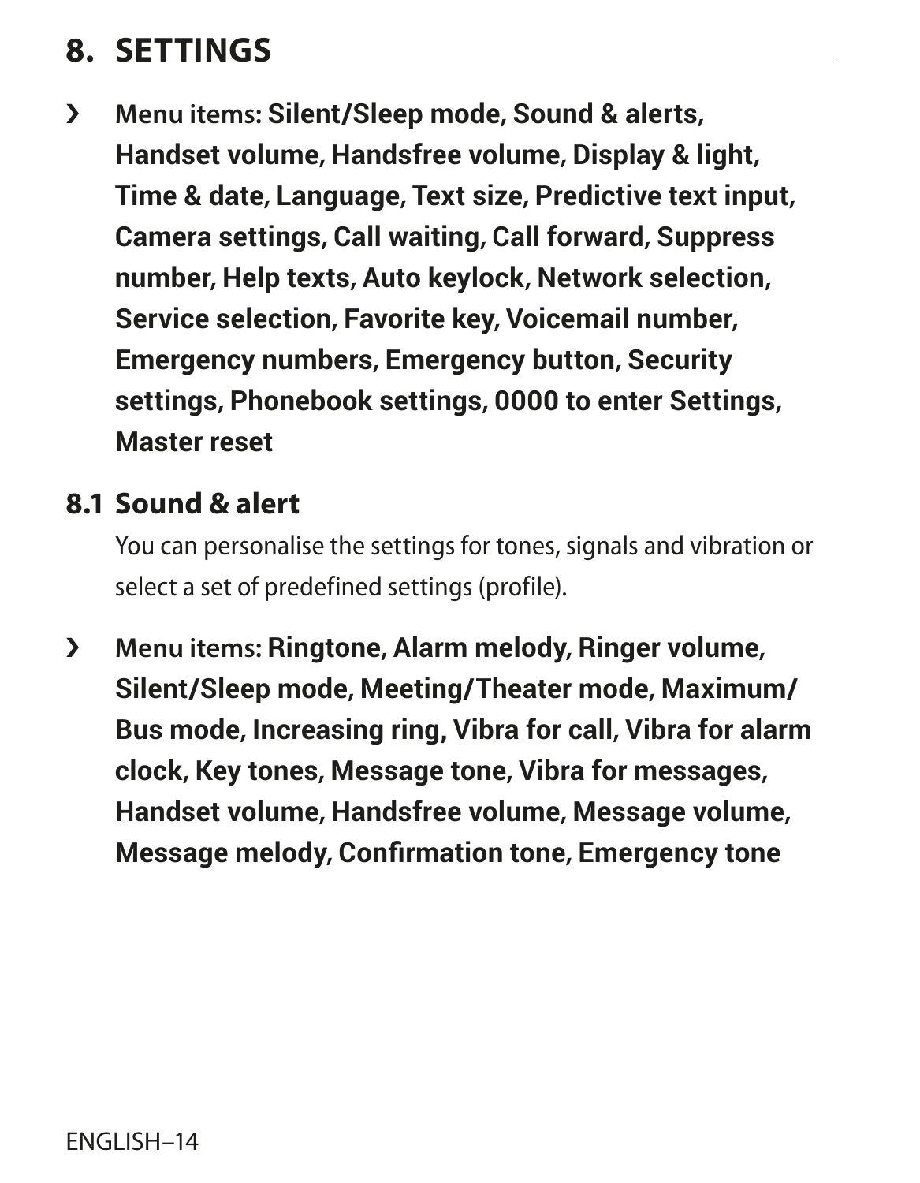## 8. SETTINGS

- Menu items: **Silent/Sleep mode, Sound & alerts, Handset volume, Handsfree volume, Display & light, Time & date, Language, Text size, Predictive text input, Camera settings, Call waiting, Call forward, Suppress number, Help texts, Auto keylock, Network selection, Service selection, Favorite key, Voicemail number, Emergency numbers, Emergency button, Security settings, Phonebook settings, 0000 to enter Settings, Master reset**

### 8.1 Sound & alert

You can personalise the settings for tones, signals and vibration or select a set of predefined settings (profile).

- Menu items: **Ringtone, Alarm melody, Ringer volume, Silent/Sleep mode, Meeting/Theater mode, Maximum/Bus mode, Increasing ring, Vibra for call, Vibra for alarm clock, Key tones, Message tone, Vibra for messages, Handset volume, Handsfree volume, Message volume, Message melody, Confirmation tone, Emergency tone**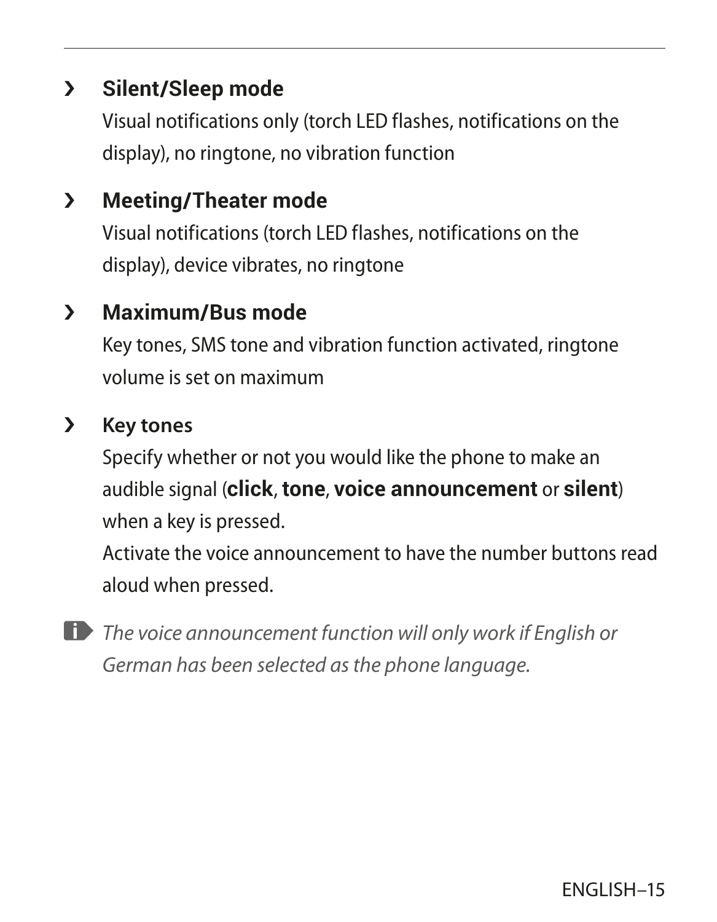› **Silent/Sleep mode**

Visual notifications only (torch LED flashes, notifications on the display), no ringtone, no vibration function

› **Meeting/Theater mode**

Visual notifications (torch LED flashes, notifications on the display), device vibrates, no ringtone

› **Maximum/Bus mode**

Key tones, SMS tone and vibration function activated, ringtone volume is set on maximum

› **Key tones**

Specify whether or not you would like the phone to make an audible signal (**click**, **tone**, **voice announcement** or **silent**) when a key is pressed.

Activate the voice announcement to have the number buttons read aloud when pressed.

*The voice announcement function will only work if English or German has been selected as the phone language.*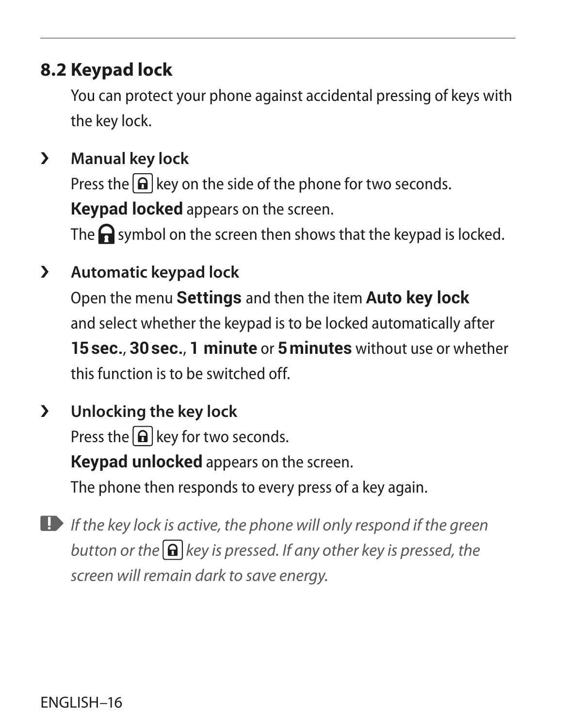## 8.2 Keypad lock

You can protect your phone against accidental pressing of keys with the key lock.

› **Manual key lock**

Press the key on the side of the phone for two seconds.

**Keypad locked** appears on the screen.

The symbol on the screen then shows that the keypad is locked.

› **Automatic keypad lock**

Open the menu **Settings** and then the item **Auto key lock** and select whether the keypad is to be locked automatically after **15 sec.**, **30 sec.**, **1 minute** or **5 minutes** without use or whether this function is to be switched off.

› **Unlocking the key lock**

Press the key for two seconds.

**Keypad unlocked** appears on the screen.

The phone then responds to every press of a key again.

*If the key lock is active, the phone will only respond if the green button or the key is pressed. If any other key is pressed, the screen will remain dark to save energy.*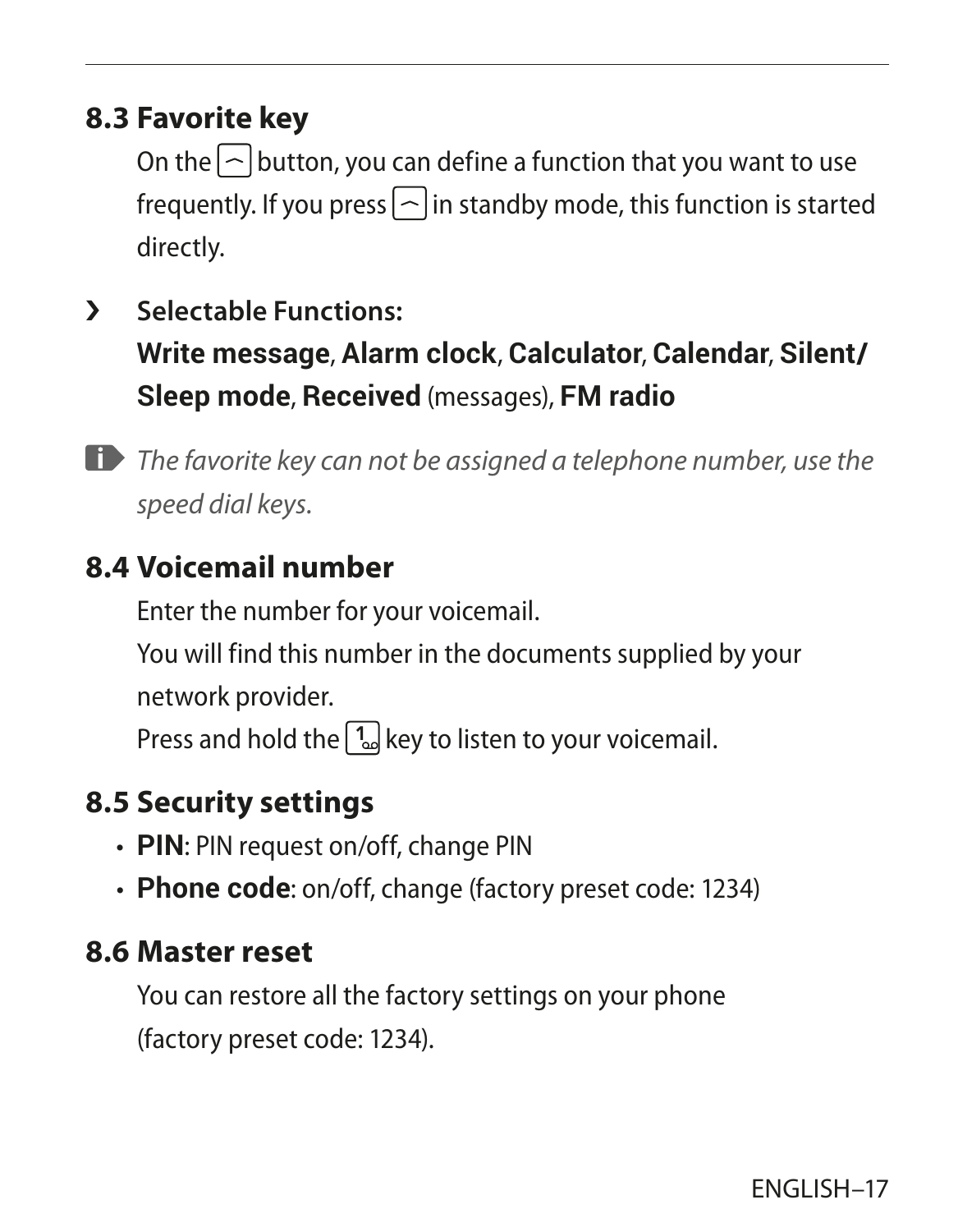## 8.3 Favorite key

On the [⌒] button, you can define a function that you want to use frequently. If you press [⌒] in standby mode, this function is started directly.

› **Selectable Functions:**
**Write message**, **Alarm clock**, **Calculator**, **Calendar**, **Silent/ Sleep mode**, **Received** (messages), **FM radio**

*The favorite key can not be assigned a telephone number, use the speed dial keys.*

## 8.4 Voicemail number

Enter the number for your voicemail.
You will find this number in the documents supplied by your network provider.
Press and hold the [1] key to listen to your voicemail.

## 8.5 Security settings

- **PIN**: PIN request on/off, change PIN
- **Phone code**: on/off, change (factory preset code: 1234)

## 8.6 Master reset

You can restore all the factory settings on your phone (factory preset code: 1234).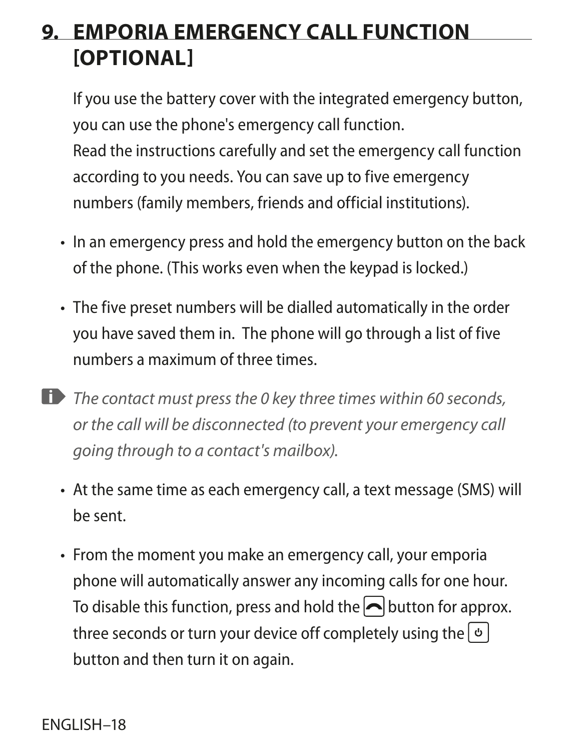# 9. EMPORIA EMERGENCY CALL FUNCTION [OPTIONAL]

If you use the battery cover with the integrated emergency button, you can use the phone's emergency call function.
Read the instructions carefully and set the emergency call function according to you needs. You can save up to five emergency numbers (family members, friends and official institutions).

- In an emergency press and hold the emergency button on the back of the phone. (This works even when the keypad is locked.)
- The five preset numbers will be dialled automatically in the order you have saved them in. The phone will go through a list of five numbers a maximum of three times.

*The contact must press the 0 key three times within 60 seconds, or the call will be disconnected (to prevent your emergency call going through to a contact's mailbox).*

- At the same time as each emergency call, a text message (SMS) will be sent.
- From the moment you make an emergency call, your emporia phone will automatically answer any incoming calls for one hour. To disable this function, press and hold the button for approx. three seconds or turn your device off completely using the button and then turn it on again.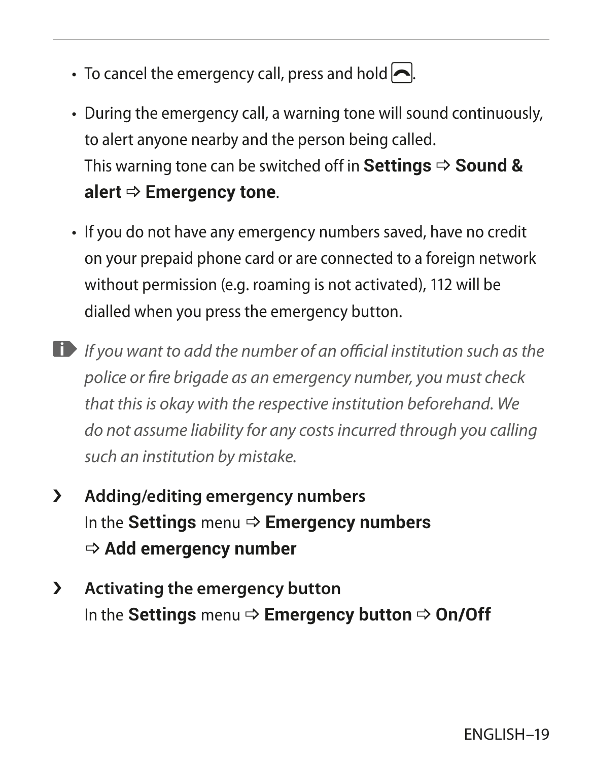- To cancel the emergency call, press and hold [end call key].
- During the emergency call, a warning tone will sound continuously, to alert anyone nearby and the person being called. This warning tone can be switched off in **Settings** ⇨ **Sound & alert** ⇨ **Emergency tone**.
- If you do not have any emergency numbers saved, have no credit on your prepaid phone card or are connected to a foreign network without permission (e.g. roaming is not activated), 112 will be dialled when you press the emergency button.

*If you want to add the number of an official institution such as the police or fire brigade as an emergency number, you must check that this is okay with the respective institution beforehand. We do not assume liability for any costs incurred through you calling such an institution by mistake.*

› **Adding/editing emergency numbers**
In the **Settings** menu ⇨ **Emergency numbers** ⇨ **Add emergency number**

› **Activating the emergency button**
In the **Settings** menu ⇨ **Emergency button** ⇨ **On/Off**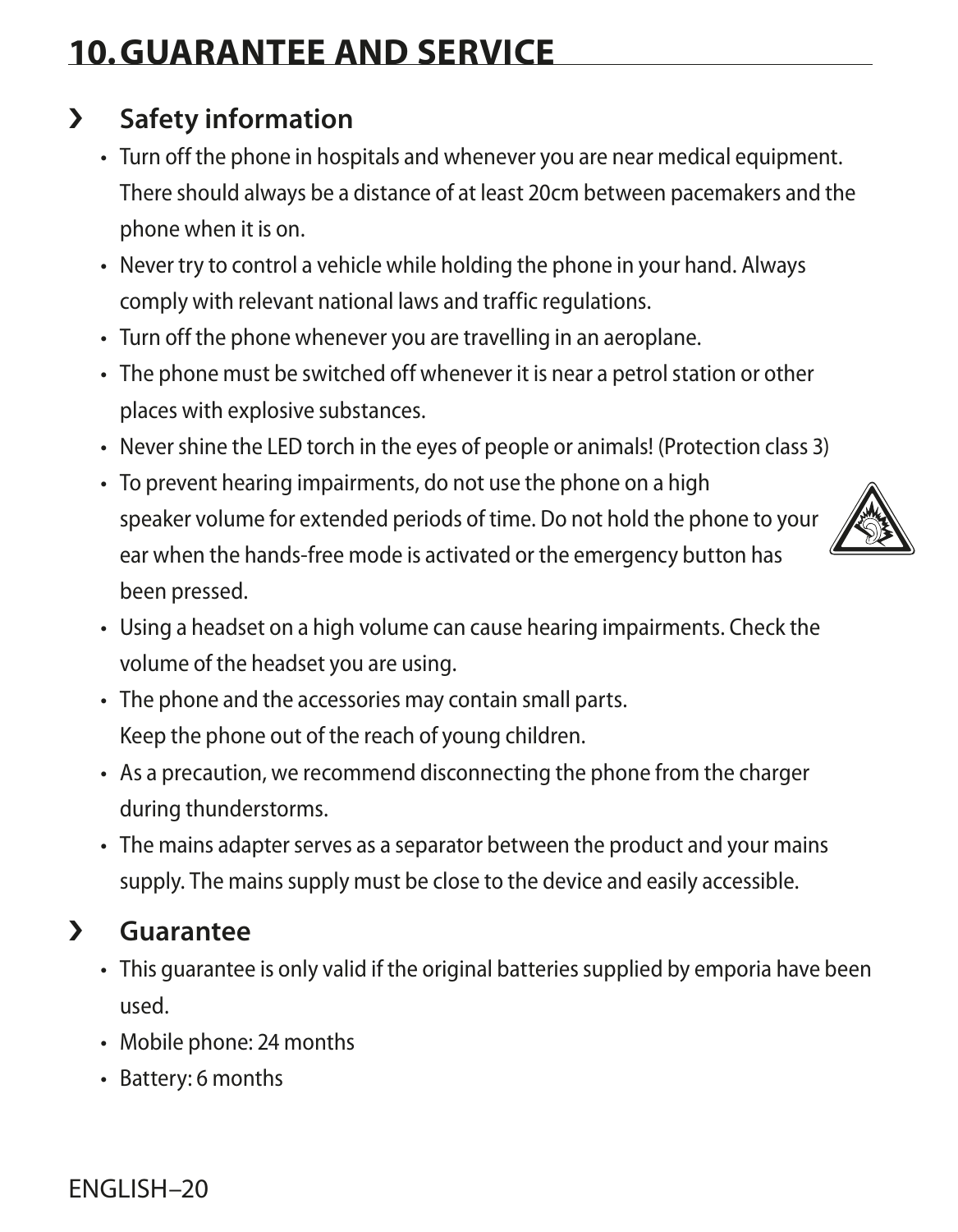# 10. GUARANTEE AND SERVICE

## › Safety information

- Turn off the phone in hospitals and whenever you are near medical equipment. There should always be a distance of at least 20cm between pacemakers and the phone when it is on.
- Never try to control a vehicle while holding the phone in your hand. Always comply with relevant national laws and traffic regulations.
- Turn off the phone whenever you are travelling in an aeroplane.
- The phone must be switched off whenever it is near a petrol station or other places with explosive substances.
- Never shine the LED torch in the eyes of people or animals! (Protection class 3)
- To prevent hearing impairments, do not use the phone on a high speaker volume for extended periods of time. Do not hold the phone to your ear when the hands-free mode is activated or the emergency button has been pressed.
- Using a headset on a high volume can cause hearing impairments. Check the volume of the headset you are using.
- The phone and the accessories may contain small parts. Keep the phone out of the reach of young children.
- As a precaution, we recommend disconnecting the phone from the charger during thunderstorms.
- The mains adapter serves as a separator between the product and your mains supply. The mains supply must be close to the device and easily accessible.

## › Guarantee

- This guarantee is only valid if the original batteries supplied by emporia have been used.
- Mobile phone: 24 months
- Battery: 6 months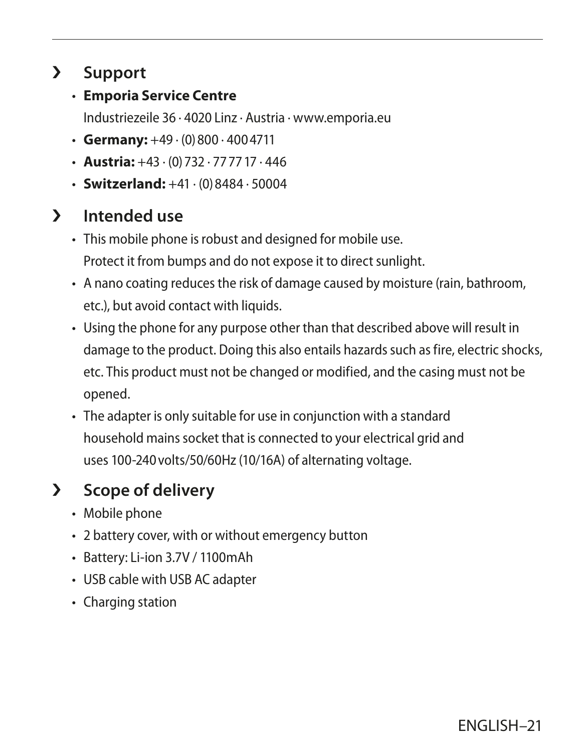## Support

- **Emporia Service Centre**
  Industriezeile 36 · 4020 Linz · Austria · www.emporia.eu
- **Germany:** +49 · (0) 800 · 400 4711
- **Austria:** +43 · (0) 732 · 77 77 17 · 446
- **Switzerland:** +41 · (0) 8484 · 50004

## Intended use

- This mobile phone is robust and designed for mobile use.
  Protect it from bumps and do not expose it to direct sunlight.
- A nano coating reduces the risk of damage caused by moisture (rain, bathroom, etc.), but avoid contact with liquids.
- Using the phone for any purpose other than that described above will result in damage to the product. Doing this also entails hazards such as fire, electric shocks, etc. This product must not be changed or modified, and the casing must not be opened.
- The adapter is only suitable for use in conjunction with a standard household mains socket that is connected to your electrical grid and uses 100-240 volts/50/60Hz (10/16A) of alternating voltage.

## Scope of delivery

- Mobile phone
- 2 battery cover, with or without emergency button
- Battery: Li-ion 3.7V / 1100mAh
- USB cable with USB AC adapter
- Charging station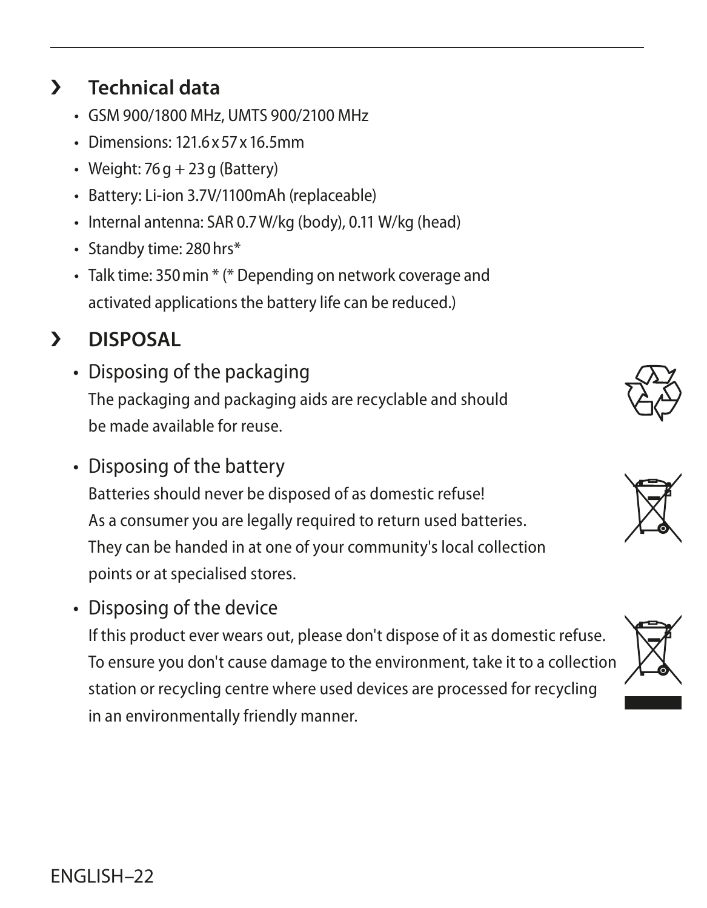## › Technical data

- GSM 900/1800 MHz, UMTS 900/2100 MHz
- Dimensions: 121.6 x 57 x 16.5mm
- Weight: 76 g + 23 g (Battery)
- Battery: Li-ion 3.7V/1100mAh (replaceable)
- Internal antenna: SAR 0.7 W/kg (body), 0.11 W/kg (head)
- Standby time: 280 hrs*
- Talk time: 350 min * (* Depending on network coverage and activated applications the battery life can be reduced.)

## › DISPOSAL

- Disposing of the packaging

  The packaging and packaging aids are recyclable and should be made available for reuse.

- Disposing of the battery

  Batteries should never be disposed of as domestic refuse!
  As a consumer you are legally required to return used batteries.
  They can be handed in at one of your community's local collection points or at specialised stores.

- Disposing of the device

  If this product ever wears out, please don't dispose of it as domestic refuse. To ensure you don't cause damage to the environment, take it to a collection station or recycling centre where used devices are processed for recycling in an environmentally friendly manner.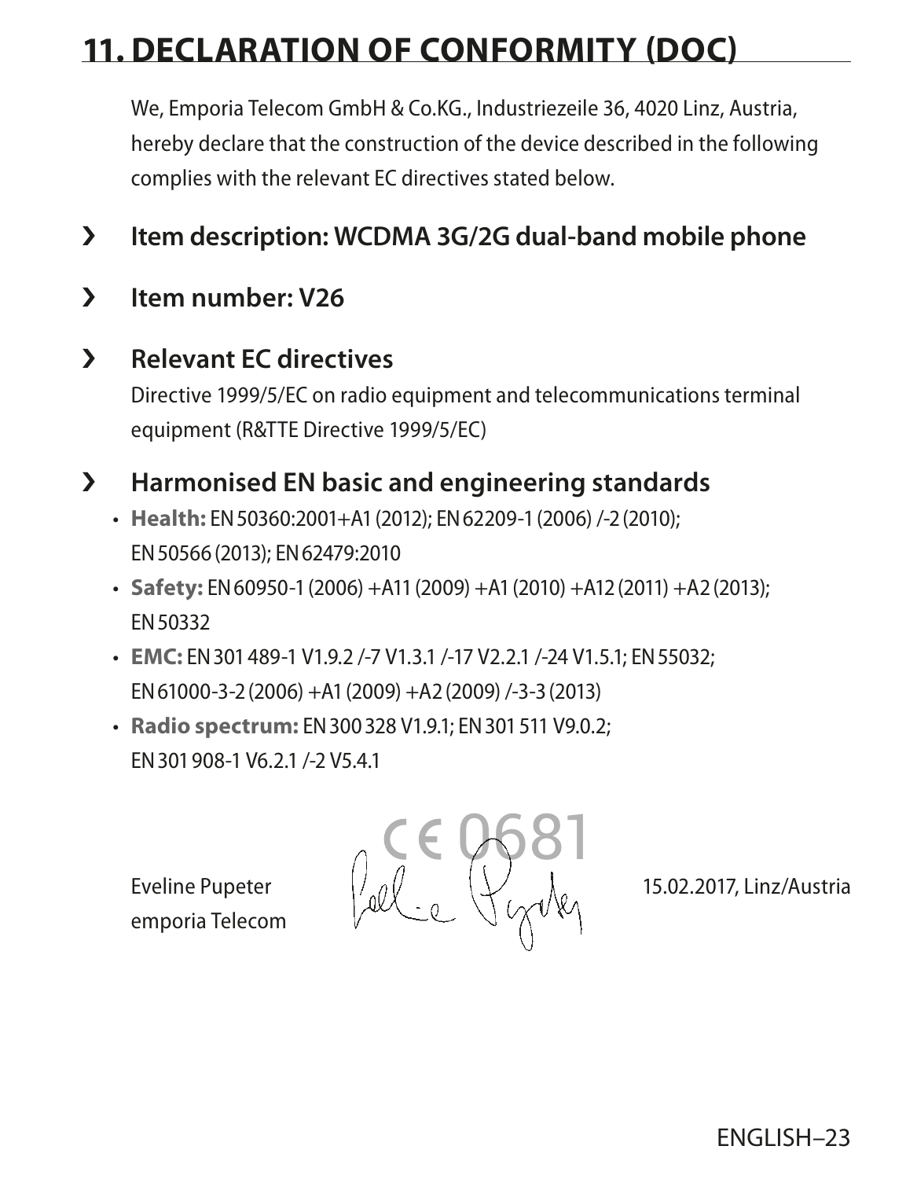# 11. DECLARATION OF CONFORMITY (DOC)

We, Emporia Telecom GmbH & Co.KG., Industriezeile 36, 4020 Linz, Austria, hereby declare that the construction of the device described in the following complies with the relevant EC directives stated below.

› **Item description: WCDMA 3G/2G dual-band mobile phone**

› **Item number: V26**

› **Relevant EC directives**

Directive 1999/5/EC on radio equipment and telecommunications terminal equipment (R&TTE Directive 1999/5/EC)

› **Harmonised EN basic and engineering standards**

- **Health:** EN 50360:2001+A1 (2012); EN 62209-1 (2006) /-2 (2010); EN 50566 (2013); EN 62479:2010
- **Safety:** EN 60950-1 (2006) +A11 (2009) +A1 (2010) +A12 (2011) +A2 (2013); EN 50332
- **EMC:** EN 301 489-1 V1.9.2 /-7 V1.3.1 /-17 V2.2.1 /-24 V1.5.1; EN 55032; EN 61000-3-2 (2006) +A1 (2009) +A2 (2009) /-3-3 (2013)
- **Radio spectrum:** EN 300 328 V1.9.1; EN 301 511 V9.0.2; EN 301 908-1 V6.2.1 /-2 V5.4.1

CE 0681

Eveline Pupeter
emporia Telecom

15.02.2017, Linz/Austria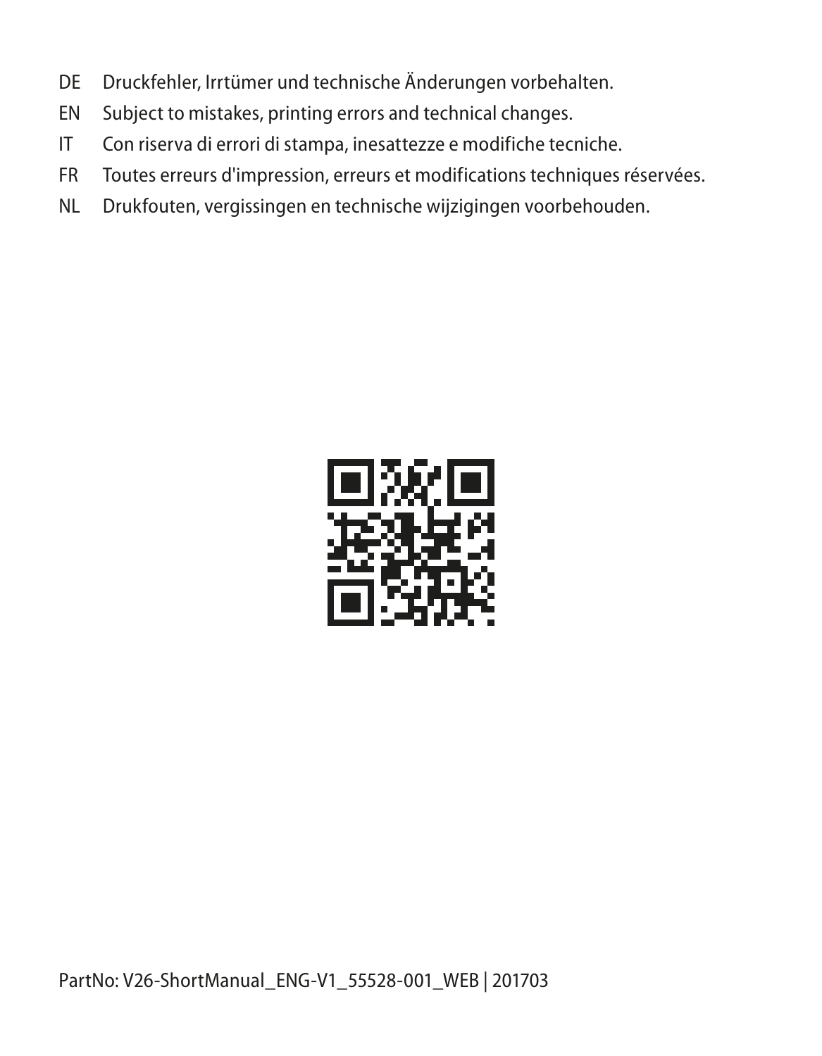DE Druckfehler, Irrtümer und technische Änderungen vorbehalten.

EN Subject to mistakes, printing errors and technical changes.

IT Con riserva di errori di stampa, inesattezze e modifiche tecniche.

FR Toutes erreurs d'impression, erreurs et modifications techniques réservées.

NL Drukfouten, vergissingen en technische wijzigingen voorbehouden.

PartNo: V26-ShortManual_ENG-V1_55528-001_WEB | 201703